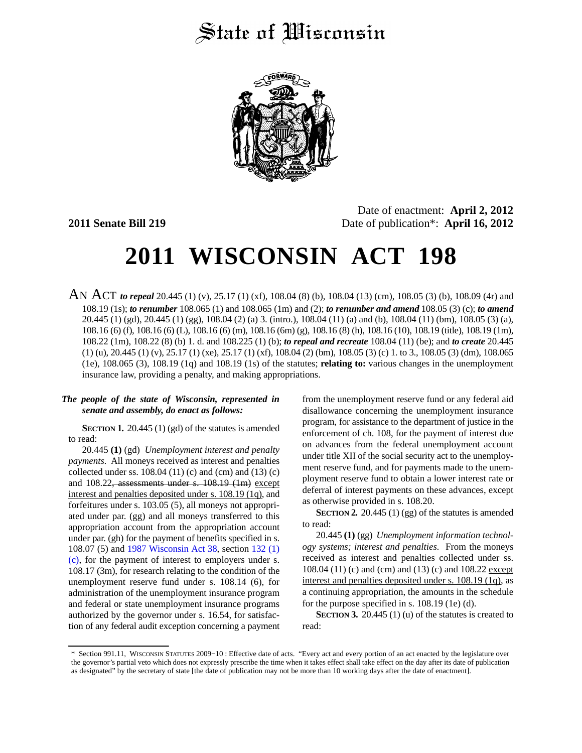# State of Wisconsin

**2011 Senate Bill 219**

Date of enactment: **April 2, 2012**
Date of publication*: **April 16, 2012**

# 2011 WISCONSIN ACT 198

AN ACT ***to repeal*** 20.445 (1) (v), 25.17 (1) (xf), 108.04 (8) (b), 108.04 (13) (cm), 108.05 (3) (b), 108.09 (4r) and 108.19 (1s); ***to renumber*** 108.065 (1) and 108.065 (1m) and (2); ***to renumber and amend*** 108.05 (3) (c); ***to amend*** 20.445 (1) (gd), 20.445 (1) (gg), 108.04 (2) (a) 3. (intro.), 108.04 (11) (a) and (b), 108.04 (11) (bm), 108.05 (3) (a), 108.16 (6) (f), 108.16 (6) (L), 108.16 (6) (m), 108.16 (6m) (g), 108.16 (8) (h), 108.16 (10), 108.19 (title), 108.19 (1m), 108.22 (1m), 108.22 (8) (b) 1. d. and 108.225 (1) (b); ***to repeal and recreate*** 108.04 (11) (be); and ***to create*** 20.445 (1) (u), 20.445 (1) (v), 25.17 (1) (xe), 25.17 (1) (xf), 108.04 (2) (bm), 108.05 (3) (c) 1. to 3., 108.05 (3) (dm), 108.065 (1e), 108.065 (3), 108.19 (1q) and 108.19 (1s) of the statutes; **relating to:** various changes in the unemployment insurance law, providing a penalty, and making appropriations.

***The people of the state of Wisconsin, represented in senate and assembly, do enact as follows:***

**SECTION 1.** 20.445 (1) (gd) of the statutes is amended to read:

20.445 **(1)** (gd) *Unemployment interest and penalty payments.* All moneys received as interest and penalties collected under ss. 108.04 (11) (c) and (cm) and (13) (c) and 108.22~~, assessments under s. 108.19 (1m)~~ <u>except interest and penalties deposited under s. 108.19 (1q)</u>, and forfeitures under s. 103.05 (5), all moneys not appropriated under par. (gg) and all moneys transferred to this appropriation account from the appropriation account under par. (gh) for the payment of benefits specified in s. 108.07 (5) and 1987 Wisconsin Act 38, section 132 (1) (c), for the payment of interest to employers under s. 108.17 (3m), for research relating to the condition of the unemployment reserve fund under s. 108.14 (6), for administration of the unemployment insurance program and federal or state unemployment insurance programs authorized by the governor under s. 16.54, for satisfaction of any federal audit exception concerning a payment from the unemployment reserve fund or any federal aid disallowance concerning the unemployment insurance program, for assistance to the department of justice in the enforcement of ch. 108, for the payment of interest due on advances from the federal unemployment account under title XII of the social security act to the unemployment reserve fund, and for payments made to the unemployment reserve fund to obtain a lower interest rate or deferral of interest payments on these advances, except as otherwise provided in s. 108.20.

**SECTION 2.** 20.445 (1) (gg) of the statutes is amended to read:

20.445 **(1)** (gg) *Unemployment information technology systems; interest and penalties.* From the moneys received as interest and penalties collected under ss. 108.04 (11) (c) and (cm) and (13) (c) and 108.22 <u>except interest and penalties deposited under s. 108.19 (1q)</u>, as a continuing appropriation, the amounts in the schedule for the purpose specified in s. 108.19 (1e) (d).

**SECTION 3.** 20.445 (1) (u) of the statutes is created to read:

\* Section 991.11, WISCONSIN STATUTES 2009−10 : Effective date of acts. "Every act and every portion of an act enacted by the legislature over the governor's partial veto which does not expressly prescribe the time when it takes effect shall take effect on the day after its date of publication as designated" by the secretary of state [the date of publication may not be more than 10 working days after the date of enactment].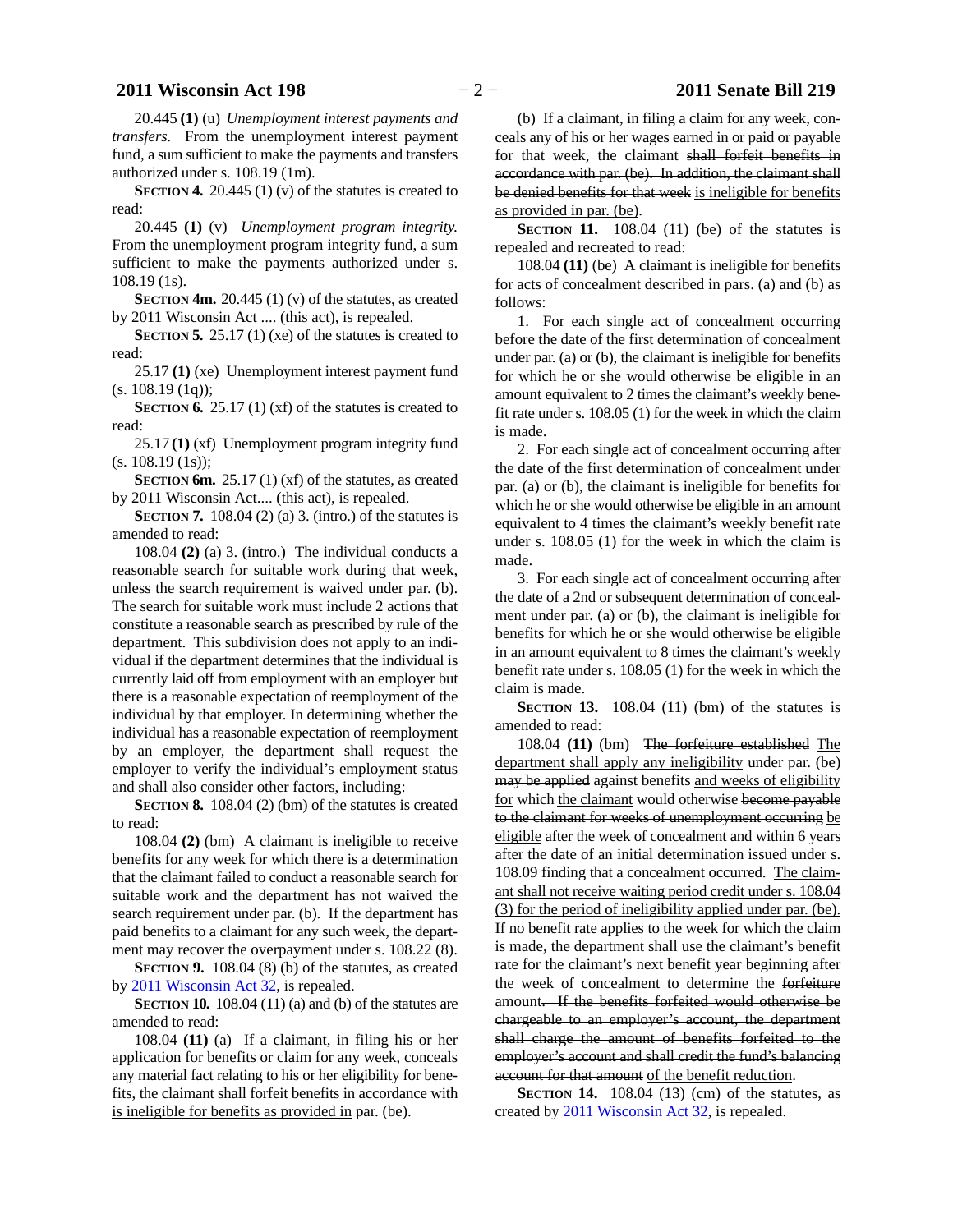20.445 **(1)** (u) *Unemployment interest payments and transfers.* From the unemployment interest payment fund, a sum sufficient to make the payments and transfers authorized under s. 108.19 (1m).

**SECTION 4.** 20.445 (1) (v) of the statutes is created to read:

20.445 **(1)** (v) *Unemployment program integrity.* From the unemployment program integrity fund, a sum sufficient to make the payments authorized under s. 108.19 (1s).

**SECTION 4m.** 20.445 (1) (v) of the statutes, as created by 2011 Wisconsin Act .... (this act), is repealed.

**SECTION 5.** 25.17 (1) (xe) of the statutes is created to read:

25.17 **(1)** (xe) Unemployment interest payment fund (s. 108.19 (1q));

**SECTION 6.** 25.17 (1) (xf) of the statutes is created to read:

25.17 **(1)** (xf) Unemployment program integrity fund (s. 108.19 (1s));

**SECTION 6m.** 25.17 (1) (xf) of the statutes, as created by 2011 Wisconsin Act.... (this act), is repealed.

**SECTION 7.** 108.04 (2) (a) 3. (intro.) of the statutes is amended to read:

108.04 **(2)** (a) 3. (intro.) The individual conducts a reasonable search for suitable work during that week<u>, unless the search requirement is waived under par. (b)</u>. The search for suitable work must include 2 actions that constitute a reasonable search as prescribed by rule of the department. This subdivision does not apply to an individual if the department determines that the individual is currently laid off from employment with an employer but there is a reasonable expectation of reemployment of the individual by that employer. In determining whether the individual has a reasonable expectation of reemployment by an employer, the department shall request the employer to verify the individual's employment status and shall also consider other factors, including:

**SECTION 8.** 108.04 (2) (bm) of the statutes is created to read:

108.04 **(2)** (bm) A claimant is ineligible to receive benefits for any week for which there is a determination that the claimant failed to conduct a reasonable search for suitable work and the department has not waived the search requirement under par. (b). If the department has paid benefits to a claimant for any such week, the department may recover the overpayment under s. 108.22 (8).

**SECTION 9.** 108.04 (8) (b) of the statutes, as created by 2011 Wisconsin Act 32, is repealed.

**SECTION 10.** 108.04 (11) (a) and (b) of the statutes are amended to read:

108.04 **(11)** (a) If a claimant, in filing his or her application for benefits or claim for any week, conceals any material fact relating to his or her eligibility for benefits, the claimant ~~shall forfeit benefits in accordance with~~ <u>is ineligible for benefits as provided in</u> par. (be).

(b) If a claimant, in filing a claim for any week, conceals any of his or her wages earned in or paid or payable for that week, the claimant ~~shall forfeit benefits in accordance with par. (be). In addition, the claimant shall be denied benefits for that week~~ <u>is ineligible for benefits as provided in par. (be)</u>.

**SECTION 11.** 108.04 (11) (be) of the statutes is repealed and recreated to read:

108.04 **(11)** (be) A claimant is ineligible for benefits for acts of concealment described in pars. (a) and (b) as follows:

1. For each single act of concealment occurring before the date of the first determination of concealment under par. (a) or (b), the claimant is ineligible for benefits for which he or she would otherwise be eligible in an amount equivalent to 2 times the claimant's weekly benefit rate under s. 108.05 (1) for the week in which the claim is made.

2. For each single act of concealment occurring after the date of the first determination of concealment under par. (a) or (b), the claimant is ineligible for benefits for which he or she would otherwise be eligible in an amount equivalent to 4 times the claimant's weekly benefit rate under s. 108.05 (1) for the week in which the claim is made.

3. For each single act of concealment occurring after the date of a 2nd or subsequent determination of concealment under par. (a) or (b), the claimant is ineligible for benefits for which he or she would otherwise be eligible in an amount equivalent to 8 times the claimant's weekly benefit rate under s. 108.05 (1) for the week in which the claim is made.

**SECTION 13.** 108.04 (11) (bm) of the statutes is amended to read:

108.04 **(11)** (bm) ~~The forfeiture established~~ <u>The department shall apply any ineligibility</u> under par. (be) ~~may be applied~~ against benefits <u>and weeks of eligibility for</u> which <u>the claimant</u> would otherwise ~~become payable to the claimant for weeks of unemployment occurring~~ <u>be eligible</u> after the week of concealment and within 6 years after the date of an initial determination issued under s. 108.09 finding that a concealment occurred. <u>The claimant shall not receive waiting period credit under s. 108.04 (3) for the period of ineligibility applied under par. (be).</u> If no benefit rate applies to the week for which the claim is made, the department shall use the claimant's benefit rate for the claimant's next benefit year beginning after the week of concealment to determine the ~~forfeiture~~ amount~~. If the benefits forfeited would otherwise be chargeable to an employer's account, the department shall charge the amount of benefits forfeited to the employer's account and shall credit the fund's balancing account for that amount~~ <u>of the benefit reduction</u>.

**SECTION 14.** 108.04 (13) (cm) of the statutes, as created by 2011 Wisconsin Act 32, is repealed.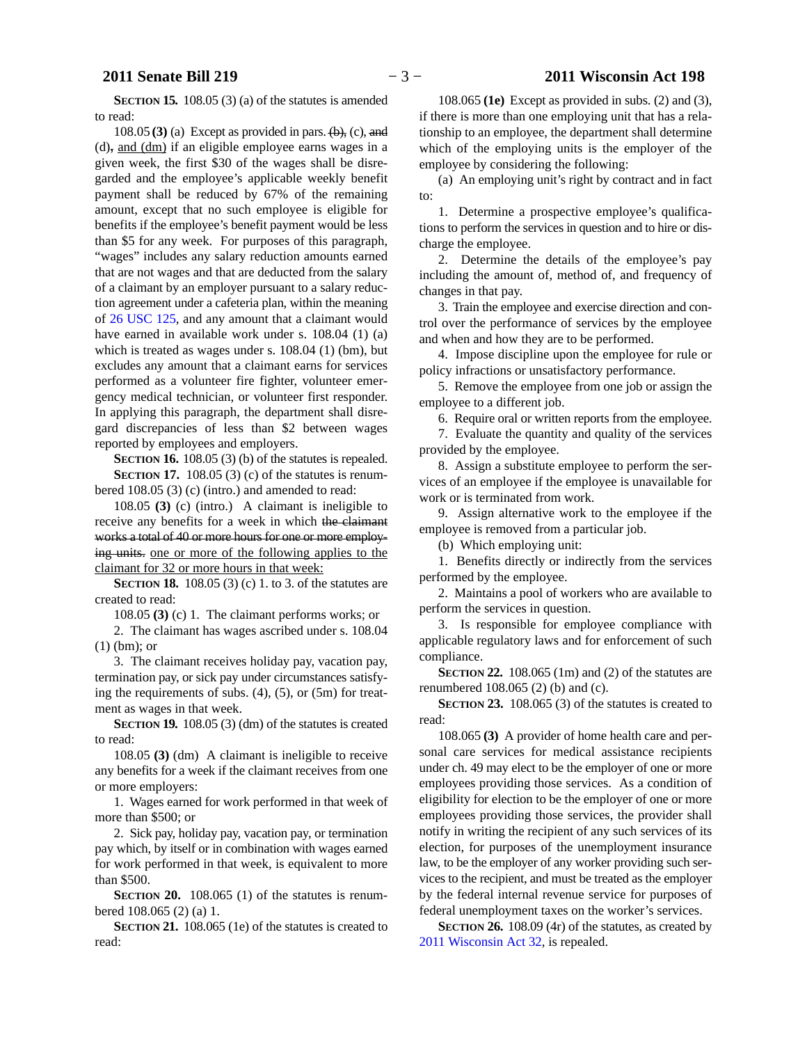**SECTION 15.** 108.05 (3) (a) of the statutes is amended to read:

108.05 **(3)** (a) Except as provided in pars. ~~(b),~~ (c), ~~and~~ (d), and (dm) if an eligible employee earns wages in a given week, the first $30 of the wages shall be disregarded and the employee's applicable weekly benefit payment shall be reduced by 67% of the remaining amount, except that no such employee is eligible for benefits if the employee's benefit payment would be less than $5 for any week. For purposes of this paragraph, "wages" includes any salary reduction amounts earned that are not wages and that are deducted from the salary of a claimant by an employer pursuant to a salary reduction agreement under a cafeteria plan, within the meaning of 26 USC 125, and any amount that a claimant would have earned in available work under s. 108.04 (1) (a) which is treated as wages under s. 108.04 (1) (bm), but excludes any amount that a claimant earns for services performed as a volunteer fire fighter, volunteer emergency medical technician, or volunteer first responder. In applying this paragraph, the department shall disregard discrepancies of less than $2 between wages reported by employees and employers.

**SECTION 16.** 108.05 (3) (b) of the statutes is repealed.

**SECTION 17.** 108.05 (3) (c) of the statutes is renumbered 108.05 (3) (c) (intro.) and amended to read:

108.05 **(3)** (c) (intro.) A claimant is ineligible to receive any benefits for a week in which ~~the claimant works a total of 40 or more hours for one or more employing units.~~ one or more of the following applies to the claimant for 32 or more hours in that week:

**SECTION 18.** 108.05 (3) (c) 1. to 3. of the statutes are created to read:

108.05 **(3)** (c) 1. The claimant performs works; or

2. The claimant has wages ascribed under s. 108.04 (1) (bm); or

3. The claimant receives holiday pay, vacation pay, termination pay, or sick pay under circumstances satisfying the requirements of subs. (4), (5), or (5m) for treatment as wages in that week.

**SECTION 19.** 108.05 (3) (dm) of the statutes is created to read:

108.05 **(3)** (dm) A claimant is ineligible to receive any benefits for a week if the claimant receives from one or more employers:

1. Wages earned for work performed in that week of more than $500; or

2. Sick pay, holiday pay, vacation pay, or termination pay which, by itself or in combination with wages earned for work performed in that week, is equivalent to more than $500.

**SECTION 20.** 108.065 (1) of the statutes is renumbered 108.065 (2) (a) 1.

**SECTION 21.** 108.065 (1e) of the statutes is created to read:

108.065 **(1e)** Except as provided in subs. (2) and (3), if there is more than one employing unit that has a relationship to an employee, the department shall determine which of the employing units is the employer of the employee by considering the following:

(a) An employing unit's right by contract and in fact to:

1. Determine a prospective employee's qualifications to perform the services in question and to hire or discharge the employee.

2. Determine the details of the employee's pay including the amount of, method of, and frequency of changes in that pay.

3. Train the employee and exercise direction and control over the performance of services by the employee and when and how they are to be performed.

4. Impose discipline upon the employee for rule or policy infractions or unsatisfactory performance.

5. Remove the employee from one job or assign the employee to a different job.

6. Require oral or written reports from the employee.

7. Evaluate the quantity and quality of the services provided by the employee.

8. Assign a substitute employee to perform the services of an employee if the employee is unavailable for work or is terminated from work.

9. Assign alternative work to the employee if the employee is removed from a particular job.

(b) Which employing unit:

1. Benefits directly or indirectly from the services performed by the employee.

2. Maintains a pool of workers who are available to perform the services in question.

3. Is responsible for employee compliance with applicable regulatory laws and for enforcement of such compliance.

**SECTION 22.** 108.065 (1m) and (2) of the statutes are renumbered 108.065 (2) (b) and (c).

**SECTION 23.** 108.065 (3) of the statutes is created to read:

108.065 **(3)** A provider of home health care and personal care services for medical assistance recipients under ch. 49 may elect to be the employer of one or more employees providing those services. As a condition of eligibility for election to be the employer of one or more employees providing those services, the provider shall notify in writing the recipient of any such services of its election, for purposes of the unemployment insurance law, to be the employer of any worker providing such services to the recipient, and must be treated as the employer by the federal internal revenue service for purposes of federal unemployment taxes on the worker's services.

**SECTION 26.** 108.09 (4r) of the statutes, as created by 2011 Wisconsin Act 32, is repealed.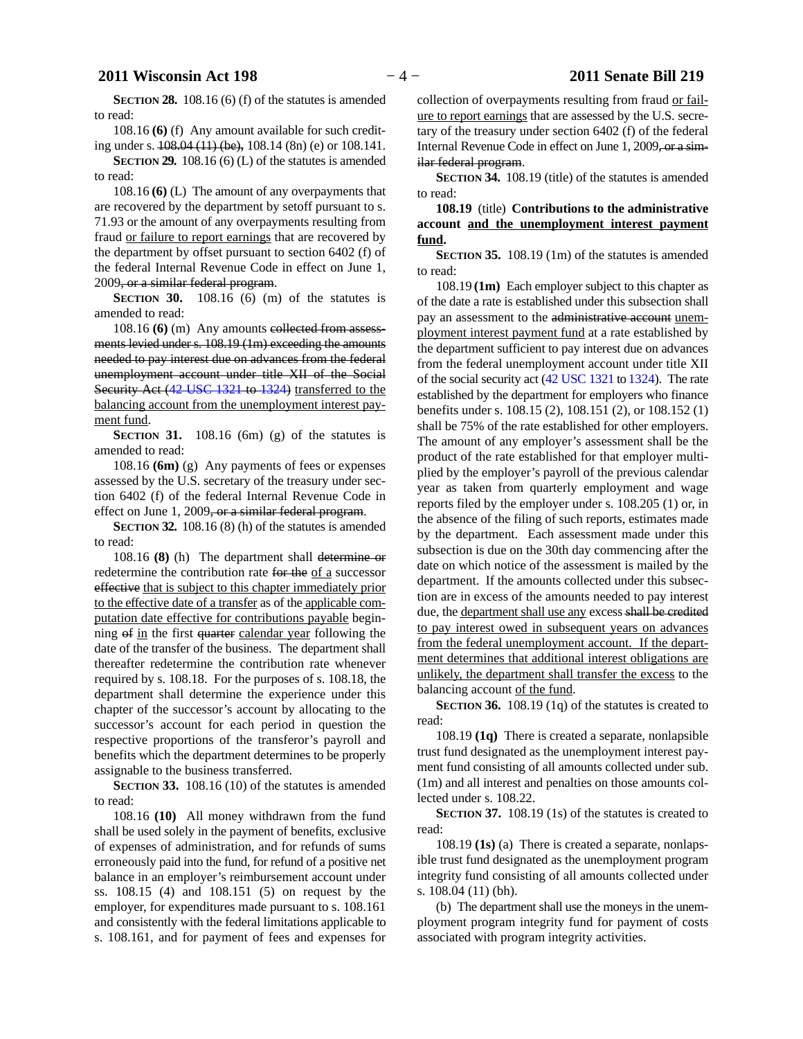**SECTION 28.** 108.16 (6) (f) of the statutes is amended to read:

108.16 **(6)** (f) Any amount available for such crediting under s. ~~108.04 (11) (be),~~ 108.14 (8n) (e) or 108.141.

**SECTION 29.** 108.16 (6) (L) of the statutes is amended to read:

108.16 **(6)** (L) The amount of any overpayments that are recovered by the department by setoff pursuant to s. 71.93 or the amount of any overpayments resulting from fraud <u>or failure to report earnings</u> that are recovered by the department by offset pursuant to section 6402 (f) of the federal Internal Revenue Code in effect on June 1, 2009~~, or a similar federal program~~.

**SECTION 30.** 108.16 (6) (m) of the statutes is amended to read:

108.16 **(6)** (m) Any amounts ~~collected from assessments levied under s. 108.19 (1m) exceeding the amounts needed to pay interest due on advances from the federal unemployment account under title XII of the Social Security Act (42 USC 1321 to 1324)~~ <u>transferred to the balancing account from the unemployment interest payment fund</u>.

**SECTION 31.** 108.16 (6m) (g) of the statutes is amended to read:

108.16 **(6m)** (g) Any payments of fees or expenses assessed by the U.S. secretary of the treasury under section 6402 (f) of the federal Internal Revenue Code in effect on June 1, 2009~~, or a similar federal program~~.

**SECTION 32.** 108.16 (8) (h) of the statutes is amended to read:

108.16 **(8)** (h) The department shall ~~determine or~~ redetermine the contribution rate ~~for the~~ <u>of a</u> successor ~~effective~~ <u>that is subject to this chapter immediately prior to the effective date of a transfer</u> as of the <u>applicable computation date effective for contributions payable</u> beginning ~~of~~ <u>in</u> the first ~~quarter~~ <u>calendar year</u> following the date of the transfer of the business. The department shall thereafter redetermine the contribution rate whenever required by s. 108.18. For the purposes of s. 108.18, the department shall determine the experience under this chapter of the successor's account by allocating to the successor's account for each period in question the respective proportions of the transferor's payroll and benefits which the department determines to be properly assignable to the business transferred.

**SECTION 33.** 108.16 (10) of the statutes is amended to read:

108.16 **(10)** All money withdrawn from the fund shall be used solely in the payment of benefits, exclusive of expenses of administration, and for refunds of sums erroneously paid into the fund, for refund of a positive net balance in an employer's reimbursement account under ss. 108.15 (4) and 108.151 (5) on request by the employer, for expenditures made pursuant to s. 108.161 and consistently with the federal limitations applicable to s. 108.161, and for payment of fees and expenses for collection of overpayments resulting from fraud <u>or failure to report earnings</u> that are assessed by the U.S. secretary of the treasury under section 6402 (f) of the federal Internal Revenue Code in effect on June 1, 2009~~, or a similar federal program~~.

**SECTION 34.** 108.19 (title) of the statutes is amended to read:

**108.19** (title) **Contributions to the administrative account <u>and the unemployment interest payment fund</u>.**

**SECTION 35.** 108.19 (1m) of the statutes is amended to read:

108.19 **(1m)** Each employer subject to this chapter as of the date a rate is established under this subsection shall pay an assessment to the ~~administrative account~~ <u>unemployment interest payment fund</u> at a rate established by the department sufficient to pay interest due on advances from the federal unemployment account under title XII of the social security act (42 USC 1321 to 1324). The rate established by the department for employers who finance benefits under s. 108.15 (2), 108.151 (2), or 108.152 (1) shall be 75% of the rate established for other employers. The amount of any employer's assessment shall be the product of the rate established for that employer multiplied by the employer's payroll of the previous calendar year as taken from quarterly employment and wage reports filed by the employer under s. 108.205 (1) or, in the absence of the filing of such reports, estimates made by the department. Each assessment made under this subsection is due on the 30th day commencing after the date on which notice of the assessment is mailed by the department. If the amounts collected under this subsection are in excess of the amounts needed to pay interest due, the <u>department shall use any</u> excess ~~shall be credited~~ <u>to pay interest owed in subsequent years on advances from the federal unemployment account. If the department determines that additional interest obligations are unlikely, the department shall transfer the excess</u> to the balancing account <u>of the fund</u>.

**SECTION 36.** 108.19 (1q) of the statutes is created to read:

108.19 **(1q)** There is created a separate, nonlapsible trust fund designated as the unemployment interest payment fund consisting of all amounts collected under sub. (1m) and all interest and penalties on those amounts collected under s. 108.22.

**SECTION 37.** 108.19 (1s) of the statutes is created to read:

108.19 **(1s)** (a) There is created a separate, nonlapsible trust fund designated as the unemployment program integrity fund consisting of all amounts collected under s. 108.04 (11) (bh).

(b) The department shall use the moneys in the unemployment program integrity fund for payment of costs associated with program integrity activities.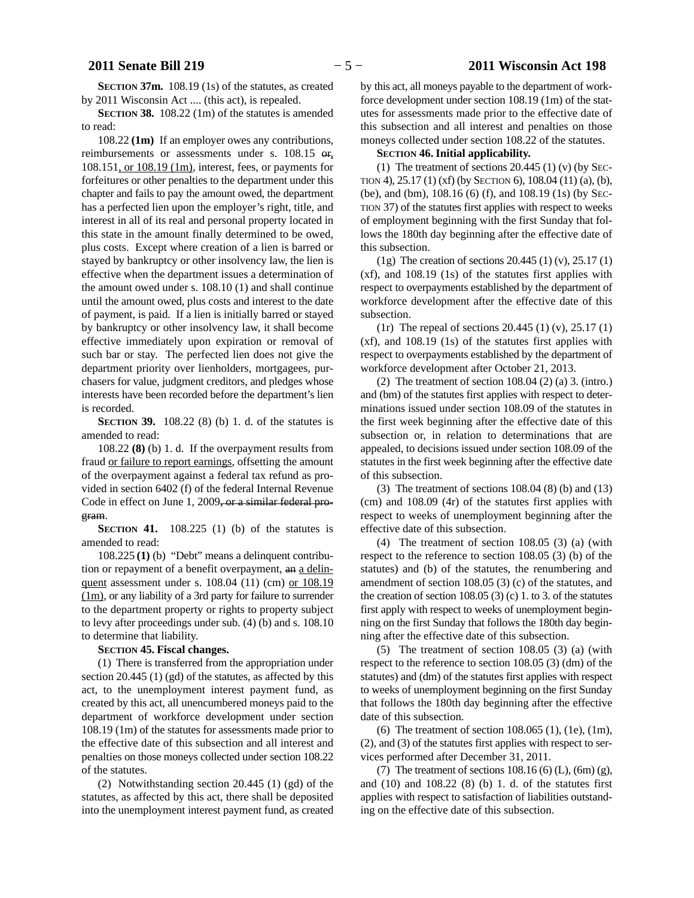**SECTION 37m.** 108.19 (1s) of the statutes, as created by 2011 Wisconsin Act .... (this act), is repealed.

**SECTION 38.** 108.22 (1m) of the statutes is amended to read:

108.22 **(1m)** If an employer owes any contributions, reimbursements or assessments under s. 108.15 ~~or~~, 108.151, or 108.19 (1m), interest, fees, or payments for forfeitures or other penalties to the department under this chapter and fails to pay the amount owed, the department has a perfected lien upon the employer's right, title, and interest in all of its real and personal property located in this state in the amount finally determined to be owed, plus costs. Except where creation of a lien is barred or stayed by bankruptcy or other insolvency law, the lien is effective when the department issues a determination of the amount owed under s. 108.10 (1) and shall continue until the amount owed, plus costs and interest to the date of payment, is paid. If a lien is initially barred or stayed by bankruptcy or other insolvency law, it shall become effective immediately upon expiration or removal of such bar or stay. The perfected lien does not give the department priority over lienholders, mortgagees, purchasers for value, judgment creditors, and pledges whose interests have been recorded before the department's lien is recorded.

**SECTION 39.** 108.22 (8) (b) 1. d. of the statutes is amended to read:

108.22 **(8)** (b) 1. d. If the overpayment results from fraud or failure to report earnings, offsetting the amount of the overpayment against a federal tax refund as provided in section 6402 (f) of the federal Internal Revenue Code in effect on June 1, 2009~~, or a similar federal program~~.

**SECTION 41.** 108.225 (1) (b) of the statutes is amended to read:

108.225 **(1)** (b) "Debt" means a delinquent contribution or repayment of a benefit overpayment, ~~an~~ a delinquent assessment under s. 108.04 (11) (cm) or 108.19 (1m), or any liability of a 3rd party for failure to surrender to the department property or rights to property subject to levy after proceedings under sub. (4) (b) and s. 108.10 to determine that liability.

**SECTION 45. Fiscal changes.**

(1) There is transferred from the appropriation under section 20.445 (1) (gd) of the statutes, as affected by this act, to the unemployment interest payment fund, as created by this act, all unencumbered moneys paid to the department of workforce development under section 108.19 (1m) of the statutes for assessments made prior to the effective date of this subsection and all interest and penalties on those moneys collected under section 108.22 of the statutes.

(2) Notwithstanding section 20.445 (1) (gd) of the statutes, as affected by this act, there shall be deposited into the unemployment interest payment fund, as created by this act, all moneys payable to the department of workforce development under section 108.19 (1m) of the statutes for assessments made prior to the effective date of this subsection and all interest and penalties on those moneys collected under section 108.22 of the statutes.

**SECTION 46. Initial applicability.**

(1) The treatment of sections 20.445 (1) (v) (by SECTION 4), 25.17 (1) (xf) (by SECTION 6), 108.04 (11) (a), (b), (be), and (bm), 108.16 (6) (f), and 108.19 (1s) (by SECTION 37) of the statutes first applies with respect to weeks of employment beginning with the first Sunday that follows the 180th day beginning after the effective date of this subsection.

(1g) The creation of sections 20.445 (1) (v), 25.17 (1) (xf), and 108.19 (1s) of the statutes first applies with respect to overpayments established by the department of workforce development after the effective date of this subsection.

(1r) The repeal of sections 20.445 (1) (v), 25.17 (1) (xf), and 108.19 (1s) of the statutes first applies with respect to overpayments established by the department of workforce development after October 21, 2013.

(2) The treatment of section 108.04 (2) (a) 3. (intro.) and (bm) of the statutes first applies with respect to determinations issued under section 108.09 of the statutes in the first week beginning after the effective date of this subsection or, in relation to determinations that are appealed, to decisions issued under section 108.09 of the statutes in the first week beginning after the effective date of this subsection.

(3) The treatment of sections 108.04 (8) (b) and (13) (cm) and 108.09 (4r) of the statutes first applies with respect to weeks of unemployment beginning after the effective date of this subsection.

(4) The treatment of section 108.05 (3) (a) (with respect to the reference to section 108.05 (3) (b) of the statutes) and (b) of the statutes, the renumbering and amendment of section 108.05 (3) (c) of the statutes, and the creation of section 108.05 (3) (c) 1. to 3. of the statutes first apply with respect to weeks of unemployment beginning on the first Sunday that follows the 180th day beginning after the effective date of this subsection.

(5) The treatment of section 108.05 (3) (a) (with respect to the reference to section 108.05 (3) (dm) of the statutes) and (dm) of the statutes first applies with respect to weeks of unemployment beginning on the first Sunday that follows the 180th day beginning after the effective date of this subsection.

(6) The treatment of section 108.065 (1), (1e), (1m), (2), and (3) of the statutes first applies with respect to services performed after December 31, 2011.

(7) The treatment of sections 108.16 (6) (L), (6m) (g), and (10) and 108.22 (8) (b) 1. d. of the statutes first applies with respect to satisfaction of liabilities outstanding on the effective date of this subsection.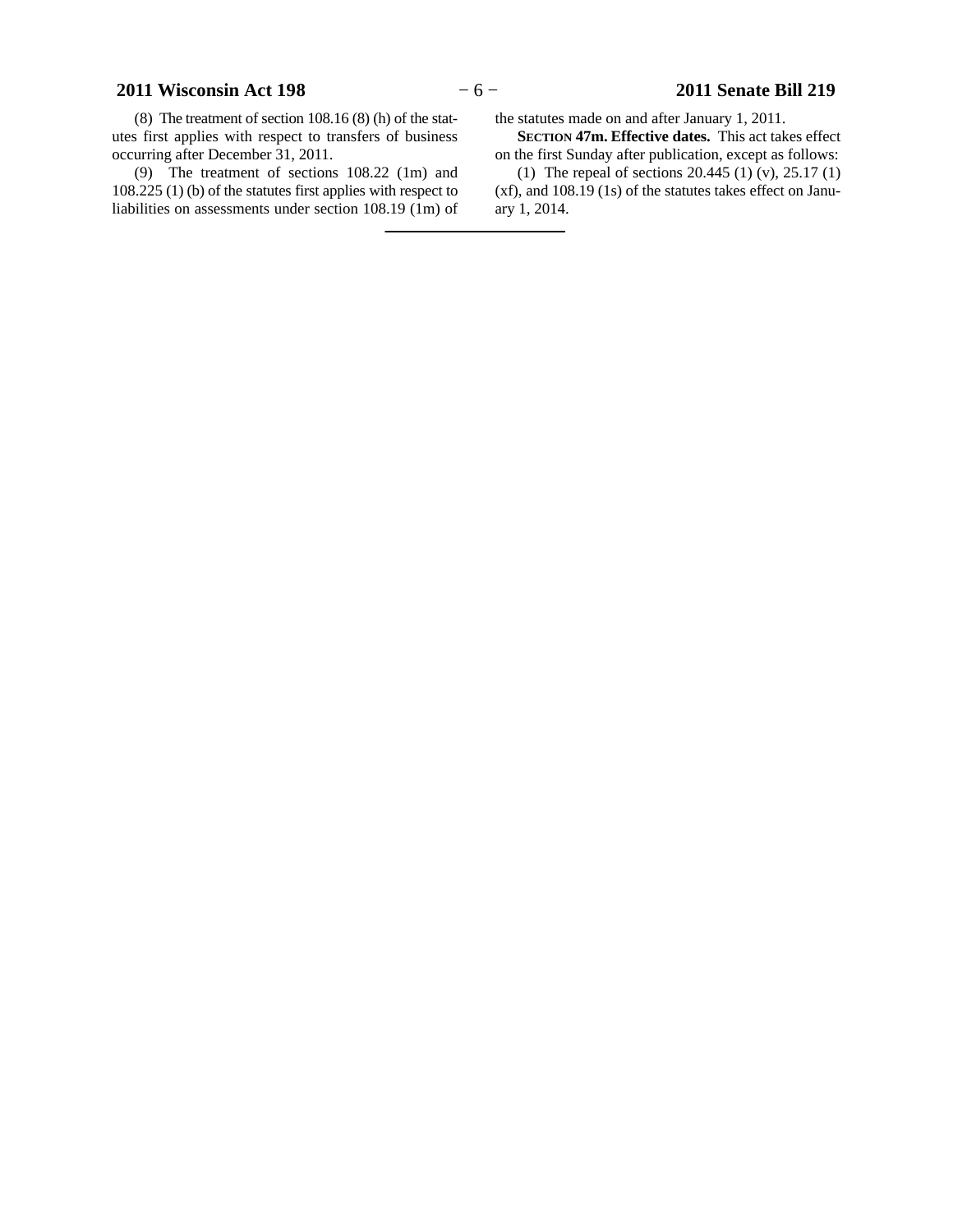(8) The treatment of section 108.16 (8) (h) of the statutes first applies with respect to transfers of business occurring after December 31, 2011.

(9) The treatment of sections 108.22 (1m) and 108.225 (1) (b) of the statutes first applies with respect to liabilities on assessments under section 108.19 (1m) of the statutes made on and after January 1, 2011.

**SECTION 47m. Effective dates.** This act takes effect on the first Sunday after publication, except as follows:

(1) The repeal of sections 20.445 (1) (v), 25.17 (1) (xf), and 108.19 (1s) of the statutes takes effect on January 1, 2014.